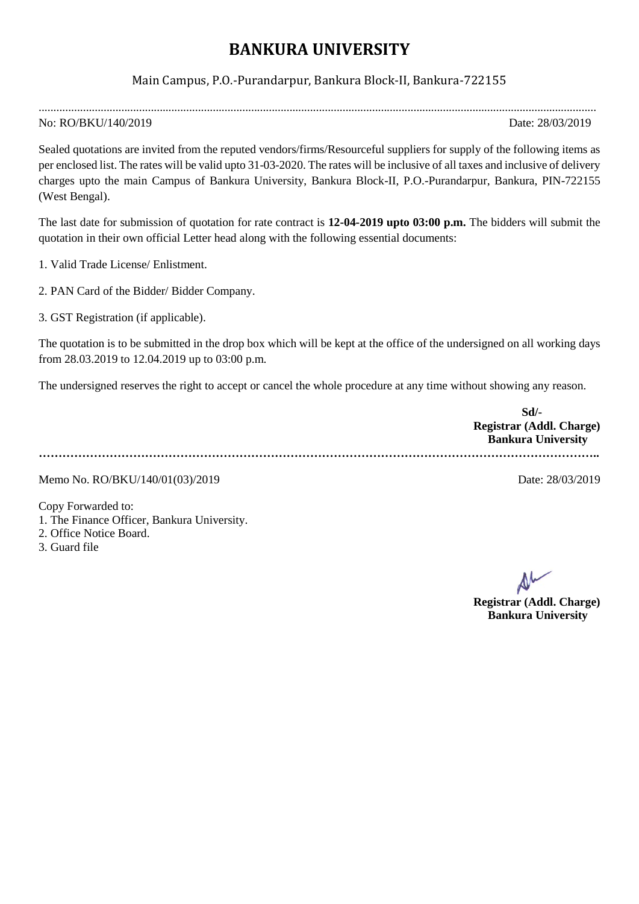# BANKURA UNIVERSITY

Main Campus, P.O.-Purandarpur, Bankura Block-II, Bankura-722155

No: RO/BKU/140/2019 Date: 28/03/2019

Sealed quotations are invited from the reputed vendors/firms/Resourceful suppliers for supply of the following items as per enclosed list. The rates will be valid upto 31-03-2020. The rates will be inclusive of all taxes and inclusive of delivery charges upto the main Campus of Bankura University, Bankura Block-II, P.O.-Purandarpur, Bankura, PIN-722155 (West Bengal).

The last date for submission of quotation for rate contract is **12-04-2019 upto 03:00 p.m.** The bidders will submit the quotation in their own official Letter head along with the following essential documents:

1. Valid Trade License/ Enlistment.
2. PAN Card of the Bidder/ Bidder Company.
3. GST Registration (if applicable).

The quotation is to be submitted in the drop box which will be kept at the office of the undersigned on all working days from 28.03.2019 to 12.04.2019 up to 03:00 p.m.

The undersigned reserves the right to accept or cancel the whole procedure at any time without showing any reason.

**Sd/-**
**Registrar (Addl. Charge)**
**Bankura University**

Memo No. RO/BKU/140/01(03)/2019 Date: 28/03/2019

Copy Forwarded to:
1. The Finance Officer, Bankura University.
2. Office Notice Board.
3. Guard file

**Registrar (Addl. Charge)**
**Bankura University**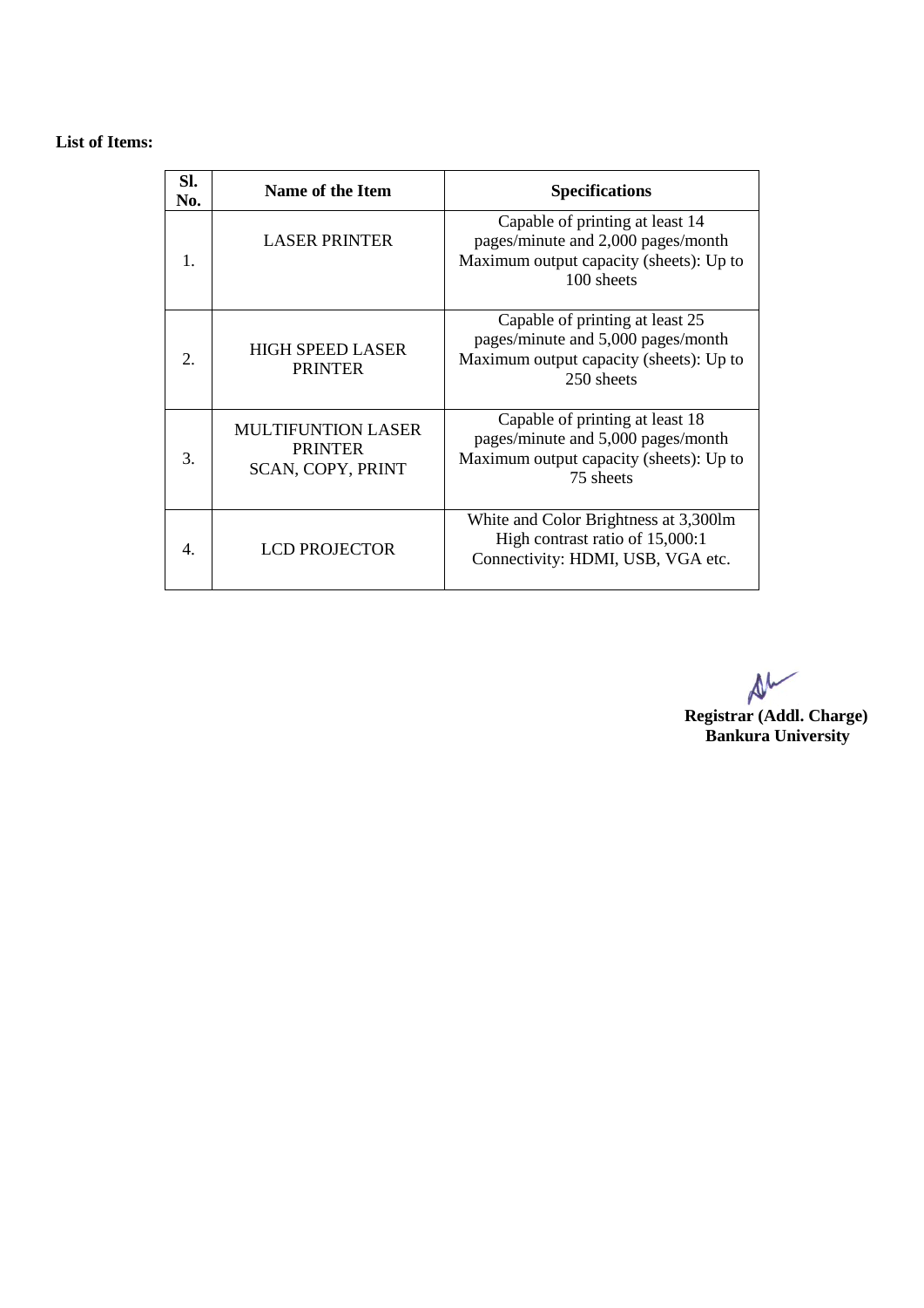**List of Items:**

| Sl. No. | Name of the Item | Specifications |
|---|---|---|
| 1. | LASER PRINTER | Capable of printing at least 14 pages/minute and 2,000 pages/month Maximum output capacity (sheets): Up to 100 sheets |
| 2. | HIGH SPEED LASER PRINTER | Capable of printing at least 25 pages/minute and 5,000 pages/month Maximum output capacity (sheets): Up to 250 sheets |
| 3. | MULTIFUNTION LASER PRINTER SCAN, COPY, PRINT | Capable of printing at least 18 pages/minute and 5,000 pages/month Maximum output capacity (sheets): Up to 75 sheets |
| 4. | LCD PROJECTOR | White and Color Brightness at 3,300lm High contrast ratio of 15,000:1 Connectivity: HDMI, USB, VGA etc. |

**Registrar (Addl. Charge)**
**Bankura University**